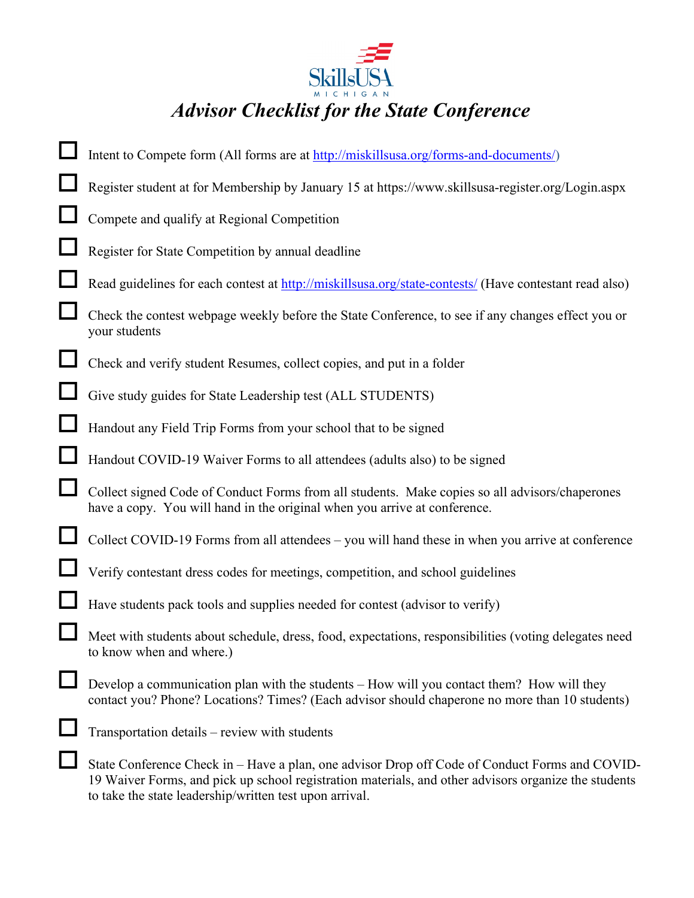SkillsUSA MICHIGAN

# *Advisor Checklist for the State Conference*

- [ ] Intent to Compete form (All forms are at http://miskillsusa.org/forms-and-documents/)
- [ ] Register student at for Membership by January 15 at https://www.skillsusa-register.org/Login.aspx
- [ ] Compete and qualify at Regional Competition
- [ ] Register for State Competition by annual deadline
- [ ] Read guidelines for each contest at http://miskillsusa.org/state-contests/ (Have contestant read also)
- [ ] Check the contest webpage weekly before the State Conference, to see if any changes effect you or your students
- [ ] Check and verify student Resumes, collect copies, and put in a folder
- [ ] Give study guides for State Leadership test (ALL STUDENTS)
- [ ] Handout any Field Trip Forms from your school that to be signed
- [ ] Handout COVID-19 Waiver Forms to all attendees (adults also) to be signed
- [ ] Collect signed Code of Conduct Forms from all students. Make copies so all advisors/chaperones have a copy. You will hand in the original when you arrive at conference.
- [ ] Collect COVID-19 Forms from all attendees – you will hand these in when you arrive at conference
- [ ] Verify contestant dress codes for meetings, competition, and school guidelines
- [ ] Have students pack tools and supplies needed for contest (advisor to verify)
- [ ] Meet with students about schedule, dress, food, expectations, responsibilities (voting delegates need to know when and where.)
- [ ] Develop a communication plan with the students – How will you contact them? How will they contact you? Phone? Locations? Times? (Each advisor should chaperone no more than 10 students)
- [ ] Transportation details – review with students
- [ ] State Conference Check in – Have a plan, one advisor Drop off Code of Conduct Forms and COVID-19 Waiver Forms, and pick up school registration materials, and other advisors organize the students to take the state leadership/written test upon arrival.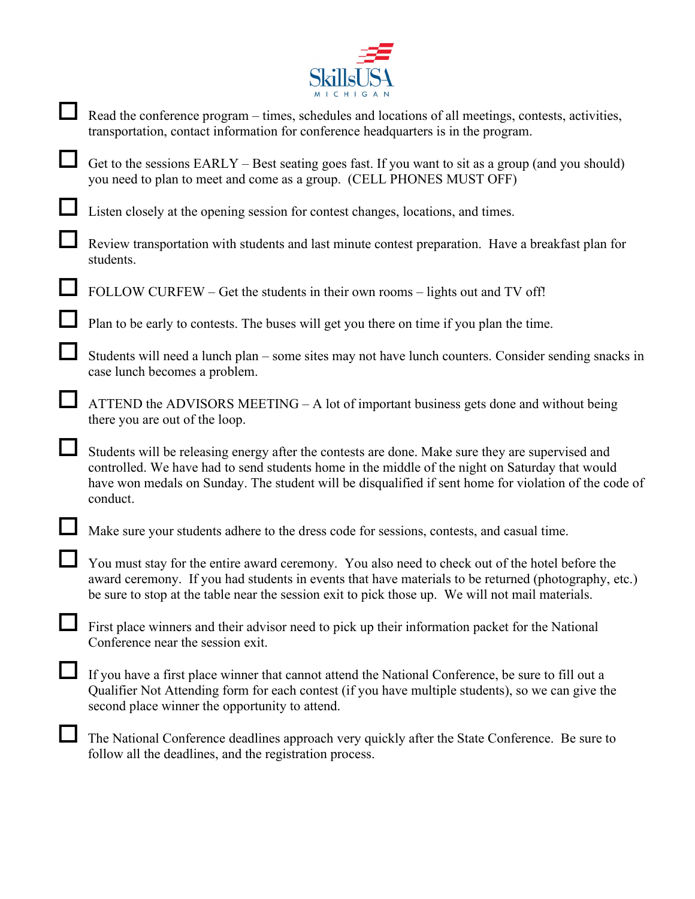- [ ] Read the conference program – times, schedules and locations of all meetings, contests, activities, transportation, contact information for conference headquarters is in the program.

- [ ] Get to the sessions EARLY – Best seating goes fast. If you want to sit as a group (and you should) you need to plan to meet and come as a group. (CELL PHONES MUST OFF)

- [ ] Listen closely at the opening session for contest changes, locations, and times.

- [ ] Review transportation with students and last minute contest preparation. Have a breakfast plan for students.

- [ ] FOLLOW CURFEW – Get the students in their own rooms – lights out and TV off!

- [ ] Plan to be early to contests. The buses will get you there on time if you plan the time.

- [ ] Students will need a lunch plan – some sites may not have lunch counters. Consider sending snacks in case lunch becomes a problem.

- [ ] ATTEND the ADVISORS MEETING – A lot of important business gets done and without being there you are out of the loop.

- [ ] Students will be releasing energy after the contests are done. Make sure they are supervised and controlled. We have had to send students home in the middle of the night on Saturday that would have won medals on Sunday. The student will be disqualified if sent home for violation of the code of conduct.

- [ ] Make sure your students adhere to the dress code for sessions, contests, and casual time.

- [ ] You must stay for the entire award ceremony. You also need to check out of the hotel before the award ceremony. If you had students in events that have materials to be returned (photography, etc.) be sure to stop at the table near the session exit to pick those up. We will not mail materials.

- [ ] First place winners and their advisor need to pick up their information packet for the National Conference near the session exit.

- [ ] If you have a first place winner that cannot attend the National Conference, be sure to fill out a Qualifier Not Attending form for each contest (if you have multiple students), so we can give the second place winner the opportunity to attend.

- [ ] The National Conference deadlines approach very quickly after the State Conference. Be sure to follow all the deadlines, and the registration process.